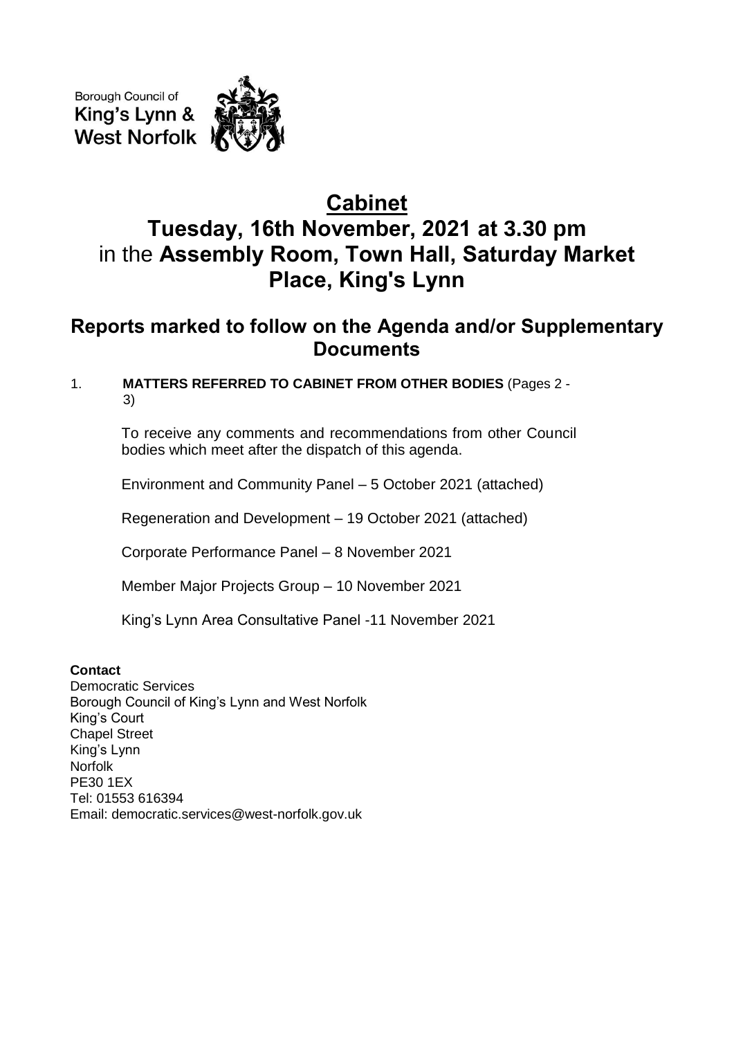Borough Council of
King's Lynn &
West Norfolk

# Cabinet

# Tuesday, 16th November, 2021 at 3.30 pm
in the **Assembly Room, Town Hall, Saturday Market Place, King's Lynn**

## Reports marked to follow on the Agenda and/or Supplementary Documents

1. **MATTERS REFERRED TO CABINET FROM OTHER BODIES** (Pages 2 - 3)

   To receive any comments and recommendations from other Council bodies which meet after the dispatch of this agenda.

   Environment and Community Panel – 5 October 2021 (attached)

   Regeneration and Development – 19 October 2021 (attached)

   Corporate Performance Panel – 8 November 2021

   Member Major Projects Group – 10 November 2021

   King's Lynn Area Consultative Panel -11 November 2021

**Contact**
Democratic Services
Borough Council of King's Lynn and West Norfolk
King's Court
Chapel Street
King's Lynn
Norfolk
PE30 1EX
Tel: 01553 616394
Email: democratic.services@west-norfolk.gov.uk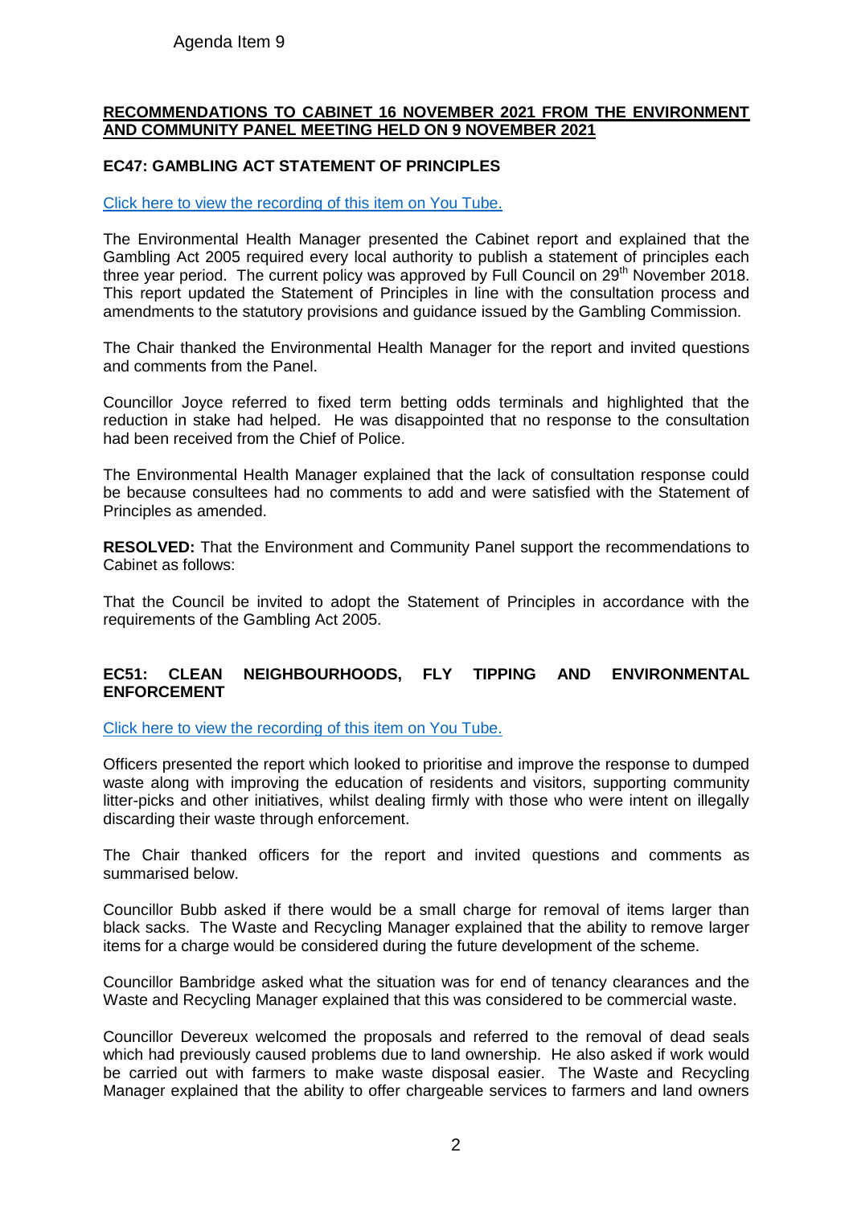Agenda Item 9

**RECOMMENDATIONS TO CABINET 16 NOVEMBER 2021 FROM THE ENVIRONMENT AND COMMUNITY PANEL MEETING HELD ON 9 NOVEMBER 2021**

**EC47: GAMBLING ACT STATEMENT OF PRINCIPLES**

Click here to view the recording of this item on You Tube.

The Environmental Health Manager presented the Cabinet report and explained that the Gambling Act 2005 required every local authority to publish a statement of principles each three year period. The current policy was approved by Full Council on 29th November 2018. This report updated the Statement of Principles in line with the consultation process and amendments to the statutory provisions and guidance issued by the Gambling Commission.

The Chair thanked the Environmental Health Manager for the report and invited questions and comments from the Panel.

Councillor Joyce referred to fixed term betting odds terminals and highlighted that the reduction in stake had helped. He was disappointed that no response to the consultation had been received from the Chief of Police.

The Environmental Health Manager explained that the lack of consultation response could be because consultees had no comments to add and were satisfied with the Statement of Principles as amended.

**RESOLVED:** That the Environment and Community Panel support the recommendations to Cabinet as follows:

That the Council be invited to adopt the Statement of Principles in accordance with the requirements of the Gambling Act 2005.

**EC51: CLEAN NEIGHBOURHOODS, FLY TIPPING AND ENVIRONMENTAL ENFORCEMENT**

Click here to view the recording of this item on You Tube.

Officers presented the report which looked to prioritise and improve the response to dumped waste along with improving the education of residents and visitors, supporting community litter-picks and other initiatives, whilst dealing firmly with those who were intent on illegally discarding their waste through enforcement.

The Chair thanked officers for the report and invited questions and comments as summarised below.

Councillor Bubb asked if there would be a small charge for removal of items larger than black sacks. The Waste and Recycling Manager explained that the ability to remove larger items for a charge would be considered during the future development of the scheme.

Councillor Bambridge asked what the situation was for end of tenancy clearances and the Waste and Recycling Manager explained that this was considered to be commercial waste.

Councillor Devereux welcomed the proposals and referred to the removal of dead seals which had previously caused problems due to land ownership. He also asked if work would be carried out with farmers to make waste disposal easier. The Waste and Recycling Manager explained that the ability to offer chargeable services to farmers and land owners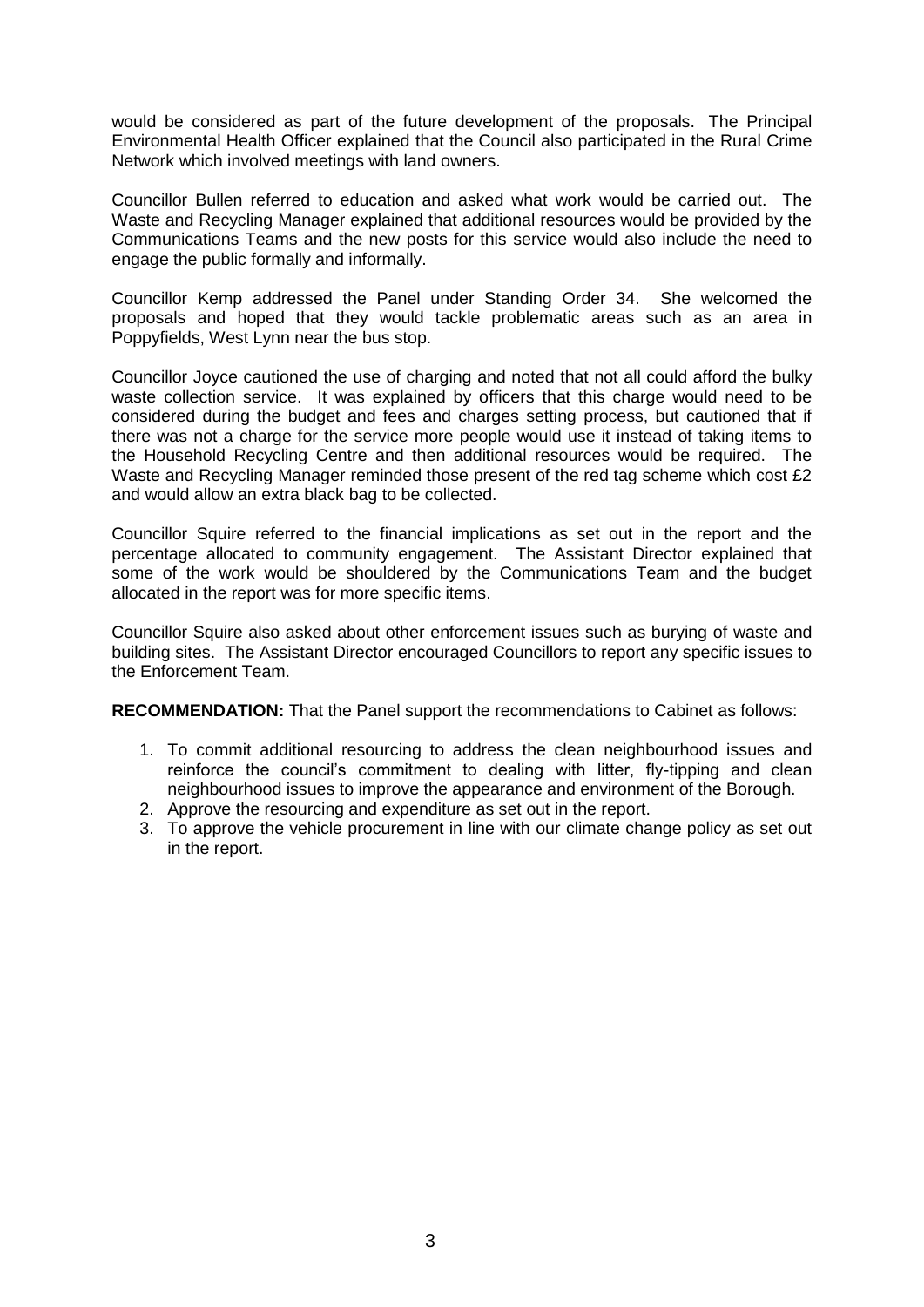would be considered as part of the future development of the proposals. The Principal Environmental Health Officer explained that the Council also participated in the Rural Crime Network which involved meetings with land owners.

Councillor Bullen referred to education and asked what work would be carried out. The Waste and Recycling Manager explained that additional resources would be provided by the Communications Teams and the new posts for this service would also include the need to engage the public formally and informally.

Councillor Kemp addressed the Panel under Standing Order 34. She welcomed the proposals and hoped that they would tackle problematic areas such as an area in Poppyfields, West Lynn near the bus stop.

Councillor Joyce cautioned the use of charging and noted that not all could afford the bulky waste collection service. It was explained by officers that this charge would need to be considered during the budget and fees and charges setting process, but cautioned that if there was not a charge for the service more people would use it instead of taking items to the Household Recycling Centre and then additional resources would be required. The Waste and Recycling Manager reminded those present of the red tag scheme which cost £2 and would allow an extra black bag to be collected.

Councillor Squire referred to the financial implications as set out in the report and the percentage allocated to community engagement. The Assistant Director explained that some of the work would be shouldered by the Communications Team and the budget allocated in the report was for more specific items.

Councillor Squire also asked about other enforcement issues such as burying of waste and building sites. The Assistant Director encouraged Councillors to report any specific issues to the Enforcement Team.

**RECOMMENDATION:** That the Panel support the recommendations to Cabinet as follows:

1. To commit additional resourcing to address the clean neighbourhood issues and reinforce the council's commitment to dealing with litter, fly-tipping and clean neighbourhood issues to improve the appearance and environment of the Borough.
2. Approve the resourcing and expenditure as set out in the report.
3. To approve the vehicle procurement in line with our climate change policy as set out in the report.